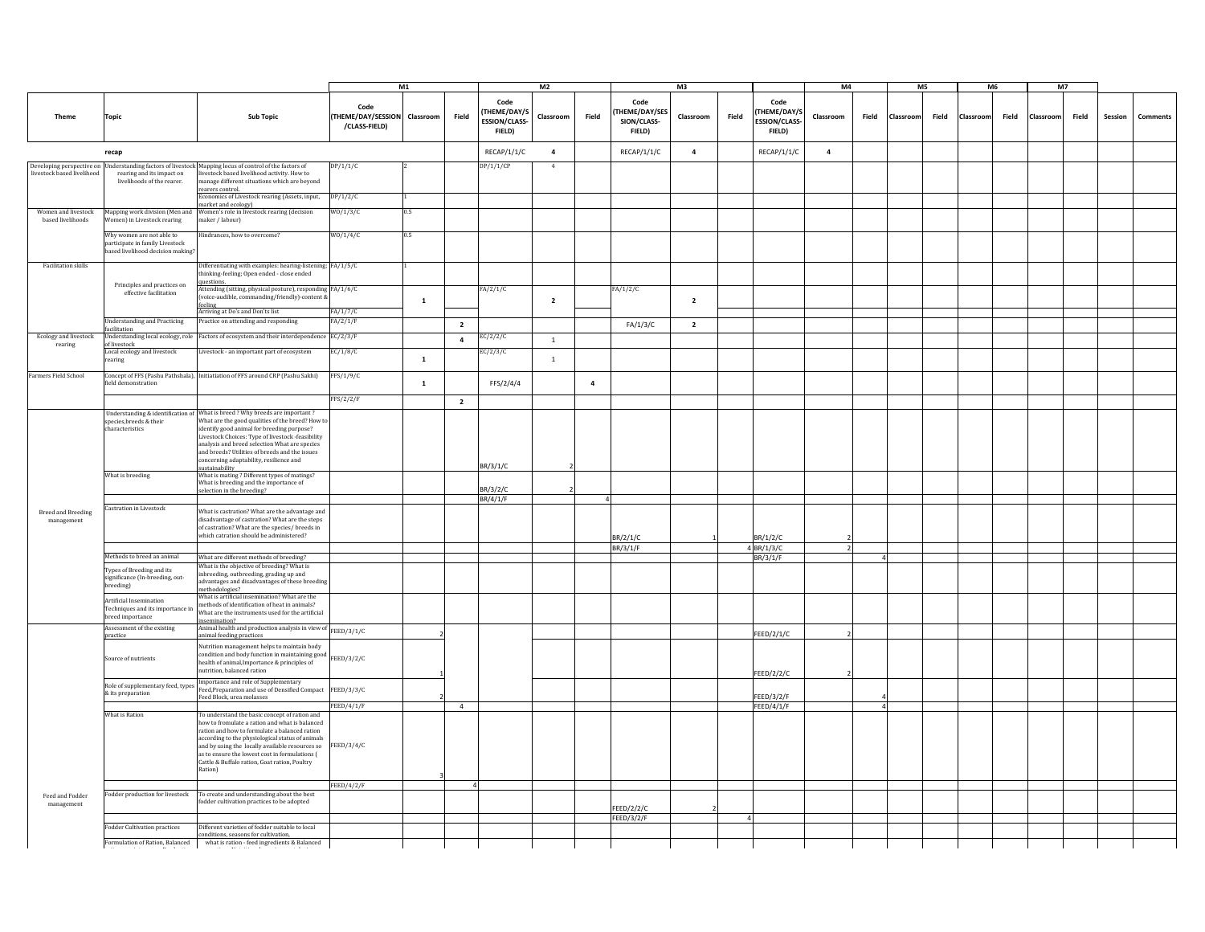| Theme | Topic | Sub Topic | M1 Code (THEME/DAY/SESSION/CLASS-FIELD) | M1 Classroom | M1 Field | M2 Code (THEME/DAY/SESSION/CLASS-FIELD) | M2 Classroom | M2 Field | M3 Code (THEME/DAY/SESSION/CLASS-FIELD) | M3 Classroom | M3 Field | M4 Code (THEME/DAY/SESSION/CLASS-FIELD) | M4 Classroom | M4 Field | M5 Classroom | M5 Field | M6 Classroom | M6 Field | M7 Classroom | M7 Field | Session | Comments |
|---|---|---|---|---|---|---|---|---|---|---|---|---|---|---|---|---|---|---|---|---|---|---|
| | recap | | | | | RECAP/1/1/C | 4 | | RECAP/1/1/C | 4 | | RECAP/1/1/C | 4 | | | | | | | | | |
| Developing perspective on livestock based livelihood | Understanding factors of livestock rearing and its impact on livelihoods of the rearer. | Mapping locus of control of the factors of livestock based livelihood activity. How to manage different situations which are beyond rearers control. | DP/1/1/C | 2 | | DP/1/1/CP | 4 | | | | | | | | | | | | | | | |
| | | Economics of Livestock rearing (Assets, input, market and ecology) | DP/1/2/C | 1 | | | | | | | | | | | | | | | | | | |
| Women and livestock based livelihoods | Mapping work division (Men and Women) in Livestock rearing | Women's role in livestock rearing (decision maker / labour) | WO/1/3/C | 0.5 | | | | | | | | | | | | | | | | | | |
| | Why women are not able to participate in family Livestock based livelihood decision making? | Hindrances, how to overcome? | WO/1/4/C | 0.5 | | | | | | | | | | | | | | | | | | |
| Facilitation skills | | Differentiating with examples: hearing-listening; thinking-feeling; Open ended - close ended questions. | FA/1/5/C | 1 | | | | | | | | | | | | | | | | | | |
| | Principles and practices on effective facilitation | Attending (sitting, physical posture), responding (voice-audible, commanding/friendly)-content & feeling | FA/1/6/C | 1 | | FA/2/1/C | 2 | | FA/1/2/C | 2 | | | | | | | | | | | | |
| | | Arriving at Do's and Don'ts list | FA/1/7/C | | | | | | | | | | | | | | | | | | | |
| | Understanding and Practicing facilitation | Practice on attending and responding | FA/2/1/F | | 2 | | | | FA/1/3/C | 2 | | | | | | | | | | | | |
| Ecology and livestock rearing | Understanding local ecology, role of livestock | Factors of ecosystem and their interdependence | EC/2/3/F | | 4 | EC/2/2/C | 1 | | | | | | | | | | | | | | | |
| | Local ecology and livestock rearing | Livestock - an important part of ecosystem | EC/1/8/C | 1 | | EC/2/3/C | 1 | | | | | | | | | | | | | | | |
| Farmers Field School | Concept of FFS (Pashu Pathshala), field demonstration | Initiatiation of FFS around CRP (Pashu Sakhi) | FFS/1/9/C | 1 | | FFS/2/4/4 | | 4 | | | | | | | | | | | | | | |
| | | | FFS/2/2/F | | 2 | | | | | | | | | | | | | | | | | |
| Breed and Breeding management | Understanding & identification of species,breeds & their characteristics | What is breed ? Why breeds are important ? What are the good qualities of the breed? How to identify good animal for breeding purpose? Livestock Choices: Type of livestock -feasibility analysis and breed selection What are species and breeds? Utilities of breeds and the issues concerning adaptability, resilience and sustainability | | | | BR/3/1/C | 2 | | | | | | | | | | | | | | | |
| | What is breeding | What is mating ? Different types of matings? What is breeding and the importance of selection in the breeding? | | | | BR/3/2/C | 2 | | | | | | | | | | | | | | | |
| | | | | | | BR/4/1/F | | 4 | | | | | | | | | | | | | | |
| | Castration in Livestock | What is castration? What are the advantage and disadvantage of castration? What are the steps of castration? What are the species/ breeds in which catration should be administered? | | | | | | | BR/2/1/C | 1 | | BR/1/2/C | 2 | | | | | | | | | |
| | | | | | | | | | BR/3/1/F | | 4 | BR/1/3/C | 2 | | | | | | | | | |
| | Methods to breed an animal | What are different methods of breeding? | | | | | | | | | | BR/3/1/F | | 4 | | | | | | | | |
| | Types of Breeding and its significance (In-breeding, out-breeding) | What is the objective of breeding? What is inbreeding, outbreeding, grading up and advantages and disadvantages of these breeding methodologies? | | | | | | | | | | | | | | | | | | | | |
| | Artificial Insemination Techniques and its importance in breed importance | What is artificial insemination? What are the methods of identification of heat in animals? What are the instruments used for the artificial insemination? | | | | | | | | | | | | | | | | | | | | |
| Feed and Fodder management | Assessment of the existing practice | Animal health and production analysis in view of animal feeding practices | FEED/3/1/C | 2 | | | | | | | | FEED/2/1/C | 2 | | | | | | | | | |
| | Source of nutrients | Nutrition management helps to maintain body condition and body function in maintaining good health of animal,Importance & principles of nutrition, balanced ration | FEED/3/2/C | 1 | | | | | | | | FEED/2/2/C | 2 | | | | | | | | | |
| | Role of supplementary feed, types & its preparation | Importance and role of Supplementary Feed,Preparation and use of Densified Compact Feed Block, urea molasses | FEED/3/3/C | 2 | | | | | | | | FEED/3/2/F | | 4 | | | | | | | | |
| | | | FEED/4/1/F | | 4 | | | | | | | FEED/4/1/F | | 4 | | | | | | | | |
| | What is Ration | To understand the basic concept of ration and how to fromulate a ration and what is balanced ration and how to formulate a balanced ration according to the physiological status of animals and by using the locally available resources so as to ensure the lowest cost in formulations ( Cattle & Buffalo ration, Goat ration, Poultry Ration) | FEED/3/4/C | 3 | | | | | | | | | | | | | | | | | | |
| | | | FEED/4/2/F | | 4 | | | | | | | | | | | | | | | | | |
| | Fodder production for livestock | To create and understanding about the best fodder cultivation practices to be adopted | | | | | | | FEED/2/2/C | 2 | | | | | | | | | | | | |
| | | | | | | | | | FEED/3/2/F | | 4 | | | | | | | | | | | |
| | Fodder Cultivation practices | Different varieties of fodder suitable to local conditions, seasons for cultivation, | | | | | | | | | | | | | | | | | | | | |
| | Formulation of Ration, Balanced | what is ration - feed ingredients & Balanced | | | | | | | | | | | | | | | | | | | | |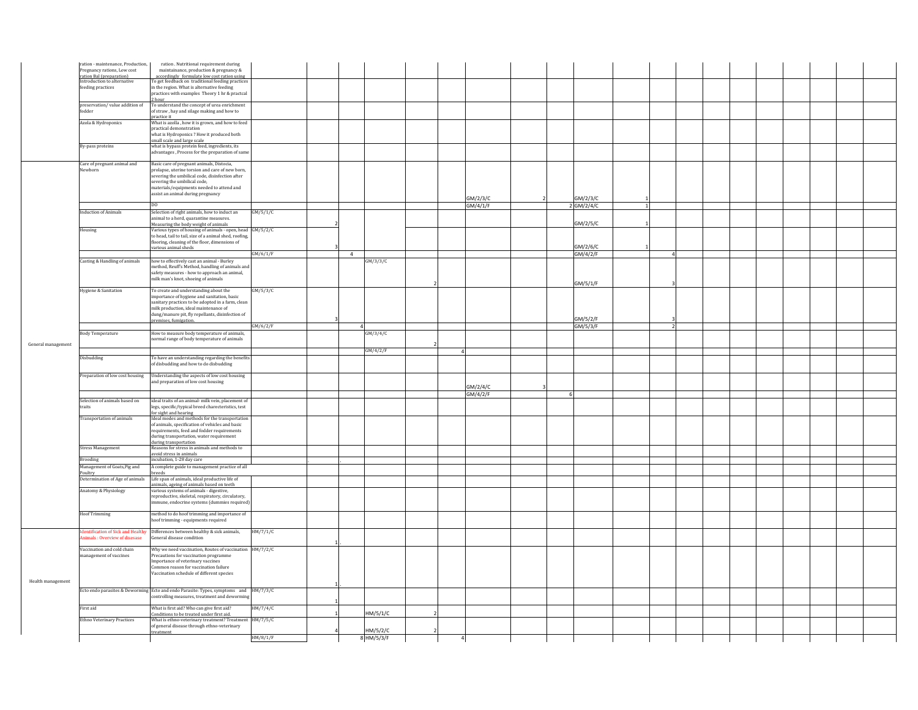| | | | | | | | | | | | | | | | | | | | | | | |
|---|---|---|---|---|---|---|---|---|---|---|---|---|---|---|---|---|---|---|---|---|---|---|
| | ration - maintenance, Production, Pregnancy rations, Low cost ration Bal (preparation) | ration . Nutritional requirement during maintainance, production & pregnancy & accordingly formulate low cost ration using | | | | | | | | | | | | | | | | | | | | |
| | Introduction to alternative feeding practices | To get feedback on traditional feeding practices in the region. What is alternative feeding practices with examples Theory 1 hr & practcal 2 hour | | | | | | | | | | | | | | | | | | | | |
| | preservation/ value addition of fodder | To understand the concept of urea enrichment of straw , hay and silage making and how to practice it | | | | | | | | | | | | | | | | | | | | |
| | Azola & Hydroponics | What is azolla , how it is grown, and how to feed practical demonstration what is Hydroponics ? How it produced both small scale and large scale | | | | | | | | | | | | | | | | | | | | |
| | By-pass proteins | what is bypass protein feed, ingredients, its advantages , Process for the preparation of same | | | | | | | | | | | | | | | | | | | | |
| | Care of pregnant animal and Newborn | Basic care of pregnant animals, Distocia, prolapse, uterine torsion and care of new born, severing the umbilical code, disinfection after severing the umbilical code, materials/equipments needed to attend and assist an animal during pregnancy | | | | | | | GM/2/3/C | 2 | | GM/2/3/C | 1 | | | | | | | | | |
| | | DO | | | | | | | GM/4/1/F | | 2 | GM/2/4/C | 1 | | | | | | | | | |
| | Induction of Animals | Selection of right animals, how to induct an animal to a herd, quarantine measures. Measuring the body weight of animals | GM/5/1/C | 2 | | | | | | | | GM/2/5/C | 1 | | | | | | | | | |
| | Housing | Various types of housing of animals - open, head to head, tail to tail, size of a animal shed, roofing, flooring, cleaning of the floor, dimensions of various animal sheds | GM/5/2/C | 3 | | | | | | | | GM/2/6/C | 1 | | | | | | | | | |
| | | | GM/6/1/F | | 4 | | | | | | | GM/4/2/F | | 4 | | | | | | | | |
| | Casting & Handling of animals | how to effectively cast an animal - Burley method, Reuff's Method, handling of animals and safety measures - how to approach an animal, milk man's knot, shoeing of animals | | | | GM/3/3/C | 2 | | | | | GM/5/1/F | | 3 | | | | | | | | |
| | Hygiene & Sanitation | To create and understanding about the importance of hygiene and sanitation, basic sanitary practices to be adopted in a farm, clean milk production, ideal maintenance of dung/manure pit, fly repellants, disinfection of premises, fumigation. | GM/5/3/C | 3 | | | | | | | | GM/5/2/F | | 3 | | | | | | | | |
| | | | GM/6/2/F | | 4 | | | | | | | GM/5/3/F | | 2 | | | | | | | | |
| General management | Body Temperature | How to measure body temperature of animals, normal range of body temperature of animals | | | | GM/3/4/C | 2 | | | | | | | | | | | | | | | |
| | | | | | | GM/4/2/F | | 4 | | | | | | | | | | | | | | |
| | Disbudding | To have an understanding regarding the benefits of disbudding and how to do disbudding | | | | | | | | | | | | | | | | | | | | |
| | Preparation of low cost housing | Understanding the aspects of low cost housing and preparation of low cost housing | | | | | | | GM/2/4/C | 3 | | | | | | | | | | | | |
| | | | | | | | | | GM/4/2/F | | 6 | | | | | | | | | | | |
| | Selection of animals based on traits | Ideal traits of an animal- milk vein, placement of legs, specific/typical breed charecteristics, test for sight and hearing | | | | | | | | | | | | | | | | | | | | |
| | Transportation of animals | Ideal modes and methods for the transportation of animals, specification of vehicles and basic requirements, feed and fodder requirements during transportation, water requirement during transportation | | | | | | | | | | | | | | | | | | | | |
| | Stress Management | Reasons for stress in animals and methods to avoid stress in animals | | | | | | | | | | | | | | | | | | | | |
| | Brooding | incubation, 1-28 day care | | . | | | | | | | | | | | | | | | | | | |
| | Management of Goats,Pig and Poultry | A complete guide to management practice of all breeds | | | | | | | | | | | | | | | | | | | | |
| | Determination of Age of animals | Life span of animals, ideal productive life of animals, ageing of animals based on teeth | | | | | | | | | | | | | | | | | | | | |
| | Anatomy & Physiology | various systems of animals - digestive, reproductive, skeletal, respiratory, circulatory, immune, endocrine systems (dummies required) | | | | | | | | | | | | | | | | | | | | |
| | Hoof Trimming | method to do hoof trimming and importance of hoof trimming - equipments required | | | | | | | | | | | | | | | | | | | | |
| | Identification of Sick and Healthy Animals : Overview of disease | Differences between healthy & sick animals, General disease condition | HM/7/1/C | 1 | . | | | | | | | | | | | | | | | | | |
| Health management | Vaccination and cold chain management of vaccines | Why we need vaccination, Routes of vaccination Precautions for vaccination programme Importance of veterinary vaccines Common reason for vaccination failure Vaccination schedule of different species | HM/7/2/C | 1 | . | | | | | | | | | | | | | | | | | |
| | Ecto endo parasites & Deworming | Ecto and endo Parasite: Types, symptoms and controlling measures, treatment and deworming | HM/7/3/C | 1 | | | | | | | | | | | | | | | | | | |
| | First aid | What is first aid? Who can give first aid? Conditions to be treated under first aid. | HM/7/4/C | 1 | | HM/5/1/C | 2 | | | | | | | | | | | | | | | |
| | Ethno Veterinary Practices | What is ethno-veterinary treatment? Treatment of general disease through ethno-veterinary treatment | HM/7/5/C | 4 | | HM/5/2/C | 2 | | | | | | | | | | | | | | | |
| | | | HM/8/1/F | | 8 | HM/5/3/F | | 4 | | | | | | | | | | | | | | |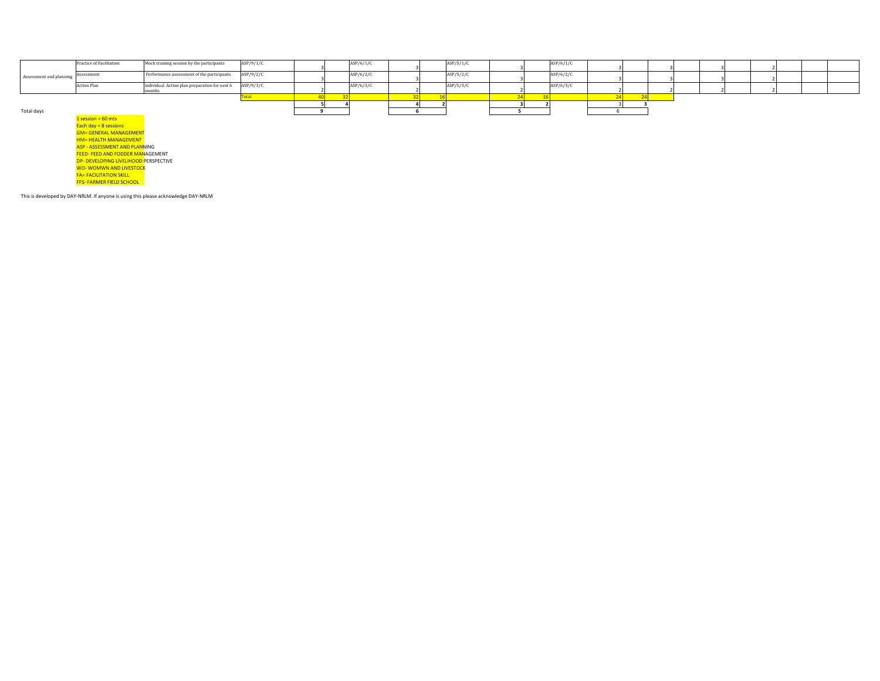| | | | | | | | | | | | | | | | | | | | | | |
|---|---|---|---|---|---|---|---|---|---|---|---|---|---|---|---|---|---|---|---|---|---|
| Assessment and planning | Practice of Facilitation | Mock training session by the participants | ASP/9/1/C | 3 | | ASP/6/1/C | 3 | | ASP/5/1/C | 3 | | ASP/6/1/C | 3 | | 3 | | 3 | | 2 | | |
| | Assessment | Performance assessment of the participants | ASP/9/2/C | 3 | | ASP/6/2/C | 3 | | ASP/5/2/C | 3 | | ASP/6/2/C | 3 | | 3 | | 3 | | 2 | | |
| | Action Plan | individual Action plan preparation for next 6 months | ASP/9/3/C | 2 | | ASP/6/3/C | 2 | | ASP/5/3/C | 2 | | ASP/6/3/C | 2 | | 2 | | 2 | | 2 | | |
| | | | Total | 40 | 32 | | 32 | 16 | | 24 | 16 | | 24 | 24 | | | | | | | |
| | | | | 5 | 4 | | 4 | 2 | | 3 | 2 | | 3 | 3 | | | | | | | |
| Total days | | | | 9 | | | 6 | | | 5 | | | 6 | | | | | | | | |

1 session = 60 mts
Each day = 8 sessions
GM= GENERAL MANAGEMENT
HM= HEALTH MANAGEMENT
ASP - ASSESSMENT AND PLANNING
FEED- FEED AND FODDER MANAGEMENT
DP- DEVELOPING LIVELIHOOD PERSPECTIVE
WO- WOMWN AND LIVESTOCK
FA= FACILITATION SKILL
FFS- FARMER FIELD SCHOOL

This is developed by DAY-NRLM. If anyone is using this please acknowledge DAY-NRLM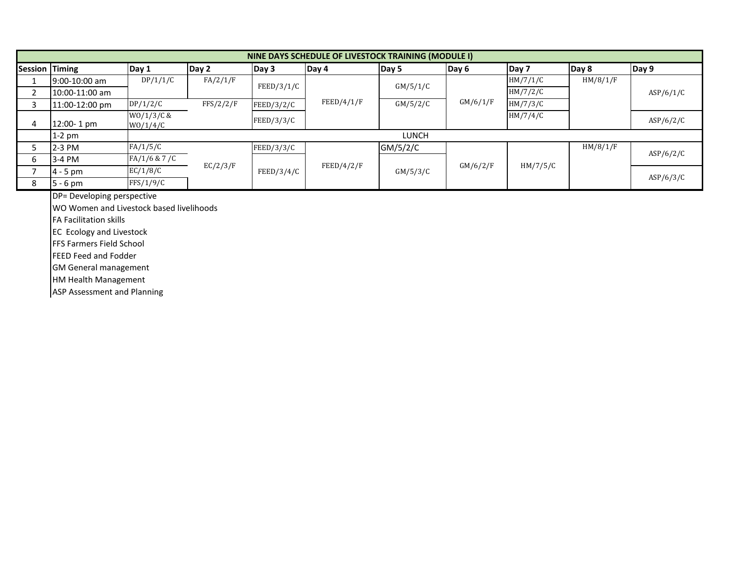| NINE DAYS SCHEDULE OF LIVESTOCK TRAINING (MODULE I) | | | | | | | | | | |
|---|---|---|---|---|---|---|---|---|---|---|
| Session | Timing | Day 1 | Day 2 | Day 3 | Day 4 | Day 5 | Day 6 | Day 7 | Day 8 | Day 9 |
| 1 | 9:00-10:00 am | DP/1/1/C | FA/2/1/F | FEED/3/1/C | FEED/4/1/F | GM/5/1/C | GM/6/1/F | HM/7/1/C | HM/8/1/F | ASP/6/1/C |
| 2 | 10:00-11:00 am | | | | | | | HM/7/2/C | | |
| 3 | 11:00-12:00 pm | DP/1/2/C | FFS/2/2/F | FEED/3/2/C | | GM/5/2/C | | HM/7/3/C | | |
| 4 | 12:00- 1 pm | WO/1/3/C & WO/1/4/C | | FEED/3/3/C | | | | HM/7/4/C | | ASP/6/2/C |
| | 1-2 pm | LUNCH | | | | | | | | |
| 5 | 2-3 PM | FA/1/5/C | EC/2/3/F | FEED/3/3/C | FEED/4/2/F | GM/5/2/C | GM/6/2/F | HM/7/5/C | HM/8/1/F | ASP/6/2/C |
| 6 | 3-4 PM | FA/1/6 & 7 /C | | FEED/3/4/C | | GM/5/3/C | | | | |
| 7 | 4 - 5 pm | EC/1/8/C | | | | | | | | ASP/6/3/C |
| 8 | 5 - 6 pm | FFS/1/9/C | | | | | | | | |

DP= Developing perspective
WO Women and Livestock based livelihoods
FA Facilitation skills
EC Ecology and Livestock
FFS Farmers Field School
FEED Feed and Fodder
GM General management
HM Health Management
ASP Assessment and Planning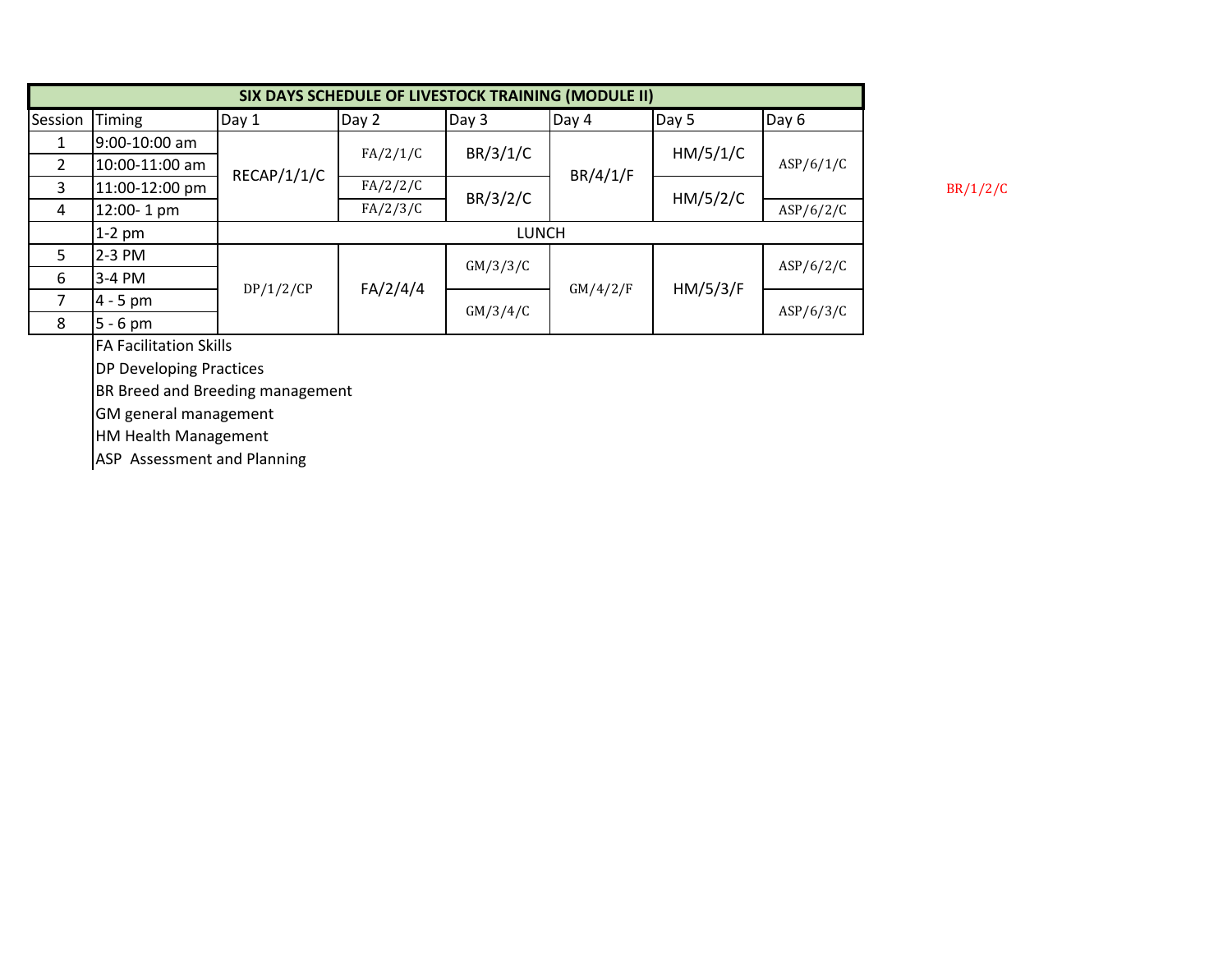| SIX DAYS SCHEDULE OF LIVESTOCK TRAINING (MODULE II) | | | | | | | |
|---|---|---|---|---|---|---|---|
| Session | Timing | Day 1 | Day 2 | Day 3 | Day 4 | Day 5 | Day 6 |
| 1 | 9:00-10:00 am | RECAP/1/1/C | FA/2/1/C | BR/3/1/C | BR/4/1/F | HM/5/1/C | ASP/6/1/C |
| 2 | 10:00-11:00 am | | | | | | |
| 3 | 11:00-12:00 pm | | FA/2/2/C | BR/3/2/C | | HM/5/2/C | |
| 4 | 12:00- 1 pm | | FA/2/3/C | | | | ASP/6/2/C |
| | 1-2 pm | LUNCH | | | | | |
| 5 | 2-3 PM | DP/1/2/CP | FA/2/4/4 | GM/3/3/C | GM/4/2/F | HM/5/3/F | ASP/6/2/C |
| 6 | 3-4 PM | | | | | | |
| 7 | 4 - 5 pm | | | GM/3/4/C | | | ASP/6/3/C |
| 8 | 5 - 6 pm | | | | | | |

BR/1/2/C

FA Facilitation Skills
DP Developing Practices
BR Breed and Breeding management
GM general management
HM Health Management
ASP Assessment and Planning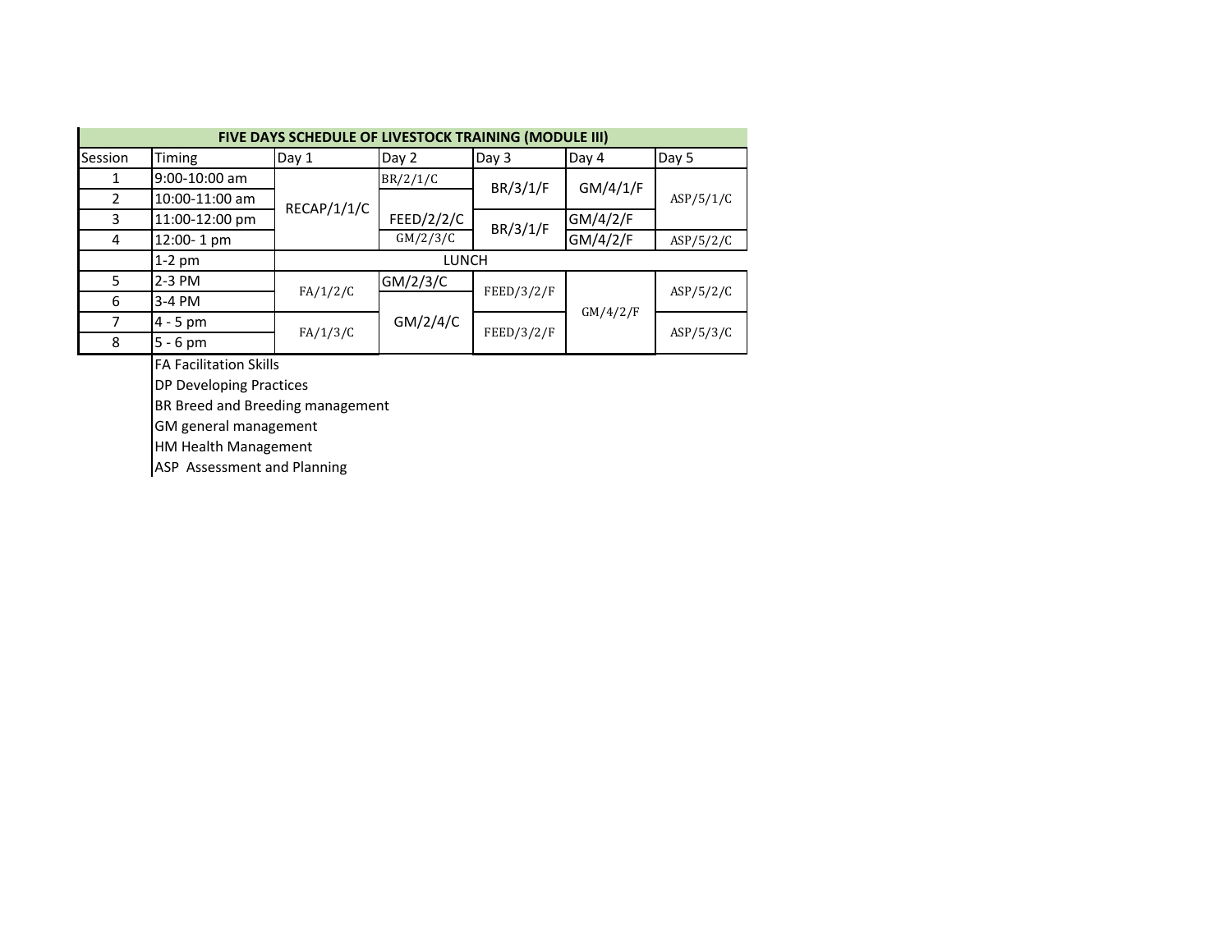| FIVE DAYS SCHEDULE OF LIVESTOCK TRAINING (MODULE III) | | | | | | |
|---|---|---|---|---|---|---|
| Session | Timing | Day 1 | Day 2 | Day 3 | Day 4 | Day 5 |
| 1 | 9:00-10:00 am | RECAP/1/1/C | BR/2/1/C | BR/3/1/F | GM/4/1/F | ASP/5/1/C |
| 2 | 10:00-11:00 am | | FEED/2/2/C | | | |
| 3 | 11:00-12:00 pm | | | BR/3/1/F | GM/4/2/F | |
| 4 | 12:00- 1 pm | | GM/2/3/C | | GM/4/2/F | ASP/5/2/C |
| | 1-2 pm | LUNCH | | | | |
| 5 | 2-3 PM | FA/1/2/C | GM/2/3/C | FEED/3/2/F | GM/4/2/F | ASP/5/2/C |
| 6 | 3-4 PM | | GM/2/4/C | | | |
| 7 | 4 - 5 pm | FA/1/3/C | | FEED/3/2/F | | ASP/5/3/C |
| 8 | 5 - 6 pm | | | | | |

FA Facilitation Skills
DP Developing Practices
BR Breed and Breeding management
GM general management
HM Health Management
ASP Assessment and Planning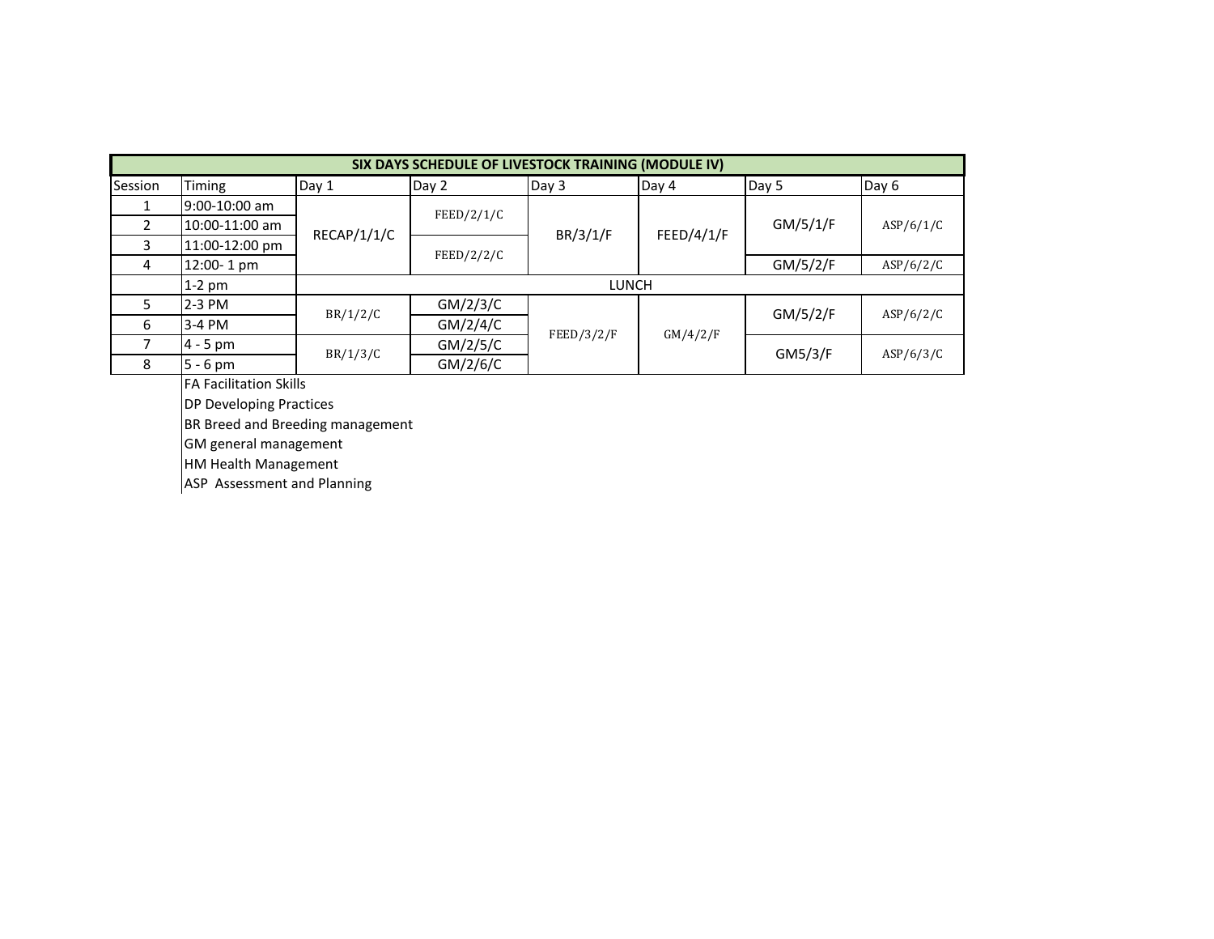| SIX DAYS SCHEDULE OF LIVESTOCK TRAINING (MODULE IV) | | | | | | | |
|---|---|---|---|---|---|---|---|
| Session | Timing | Day 1 | Day 2 | Day 3 | Day 4 | Day 5 | Day 6 |
| 1 | 9:00-10:00 am | RECAP/1/1/C | FEED/2/1/C | BR/3/1/F | FEED/4/1/F | GM/5/1/F | ASP/6/1/C |
| 2 | 10:00-11:00 am | | | | | | |
| 3 | 11:00-12:00 pm | | FEED/2/2/C | | | | |
| 4 | 12:00- 1 pm | | | | | GM/5/2/F | ASP/6/2/C |
| | 1-2 pm | LUNCH | | | | | |
| 5 | 2-3 PM | BR/1/2/C | GM/2/3/C | FEED/3/2/F | GM/4/2/F | GM/5/2/F | ASP/6/2/C |
| 6 | 3-4 PM | | GM/2/4/C | | | | |
| 7 | 4 - 5 pm | BR/1/3/C | GM/2/5/C | | | GM5/3/F | ASP/6/3/C |
| 8 | 5 - 6 pm | | GM/2/6/C | | | | |

FA Facilitation Skills

DP Developing Practices

BR Breed and Breeding management

GM general management

HM Health Management

ASP Assessment and Planning